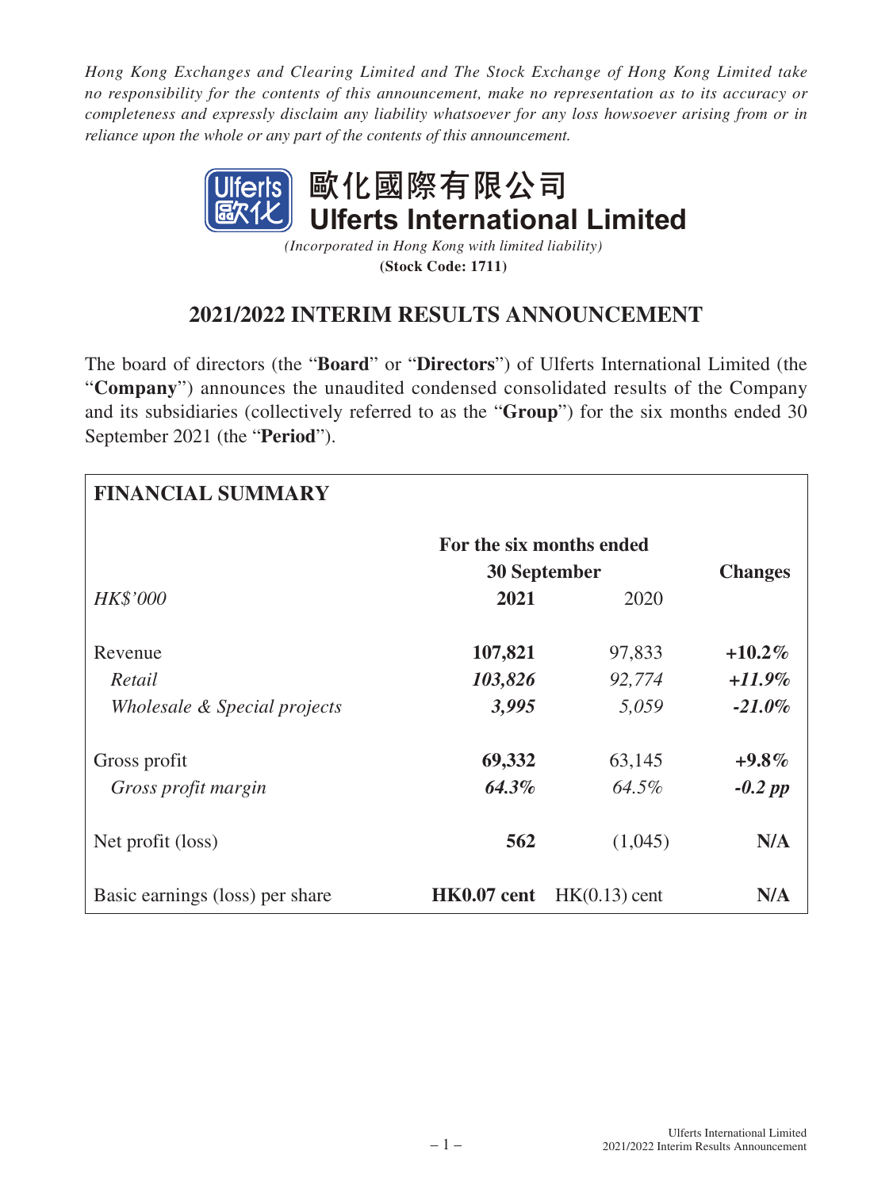*Hong Kong Exchanges and Clearing Limited and The Stock Exchange of Hong Kong Limited take no responsibility for the contents of this announcement, make no representation as to its accuracy or completeness and expressly disclaim any liability whatsoever for any loss howsoever arising from or in reliance upon the whole or any part of the contents of this announcement.*

# 歐化國際有限公司
# Ulferts International Limited

*(Incorporated in Hong Kong with limited liability)*
**(Stock Code: 1711)**

## 2021/2022 INTERIM RESULTS ANNOUNCEMENT

The board of directors (the "**Board**" or "**Directors**") of Ulferts International Limited (the "**Company**") announces the unaudited condensed consolidated results of the Company and its subsidiaries (collectively referred to as the "**Group**") for the six months ended 30 September 2021 (the "**Period**").

**FINANCIAL SUMMARY**

| | For the six months ended 30 September | | Changes |
|---|---|---|---|
| *HK$'000* | **2021** | 2020 | |
| Revenue | **107,821** | 97,833 | **+10.2%** |
| *Retail* | ***103,826*** | *92,774* | ***+11.9%*** |
| *Wholesale & Special projects* | ***3,995*** | *5,059* | ***-21.0%*** |
| Gross profit | **69,332** | 63,145 | **+9.8%** |
| *Gross profit margin* | ***64.3%*** | *64.5%* | ***-0.2 pp*** |
| Net profit (loss) | **562** | (1,045) | **N/A** |
| Basic earnings (loss) per share | **HK0.07 cent** | HK(0.13) cent | **N/A** |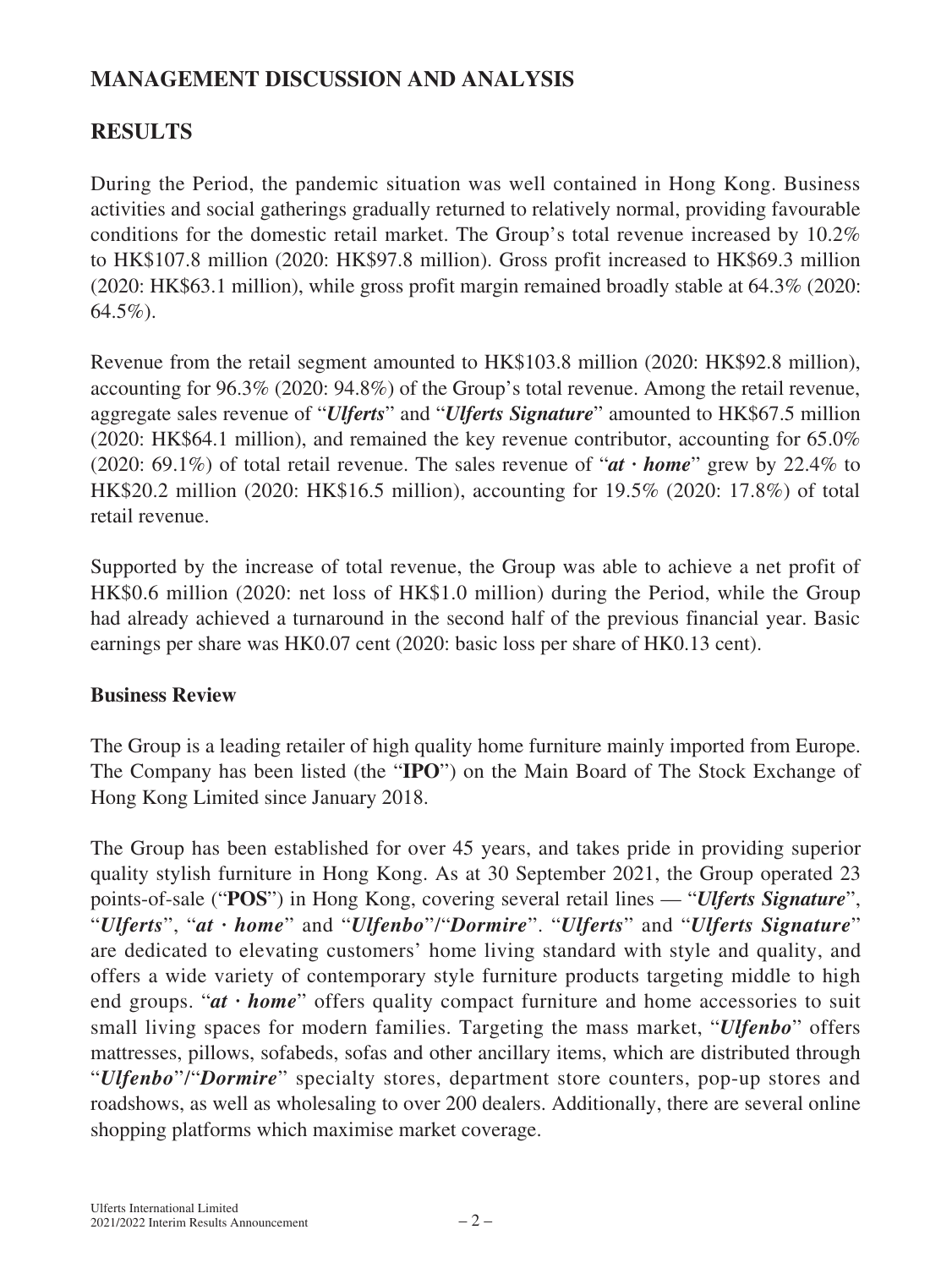# MANAGEMENT DISCUSSION AND ANALYSIS

## RESULTS

During the Period, the pandemic situation was well contained in Hong Kong. Business activities and social gatherings gradually returned to relatively normal, providing favourable conditions for the domestic retail market. The Group's total revenue increased by 10.2% to HK$107.8 million (2020: HK$97.8 million). Gross profit increased to HK$69.3 million (2020: HK$63.1 million), while gross profit margin remained broadly stable at 64.3% (2020: 64.5%).

Revenue from the retail segment amounted to HK$103.8 million (2020: HK$92.8 million), accounting for 96.3% (2020: 94.8%) of the Group's total revenue. Among the retail revenue, aggregate sales revenue of "***Ulferts***" and "***Ulferts Signature***" amounted to HK$67.5 million (2020: HK$64.1 million), and remained the key revenue contributor, accounting for 65.0% (2020: 69.1%) of total retail revenue. The sales revenue of "***at · home***" grew by 22.4% to HK$20.2 million (2020: HK$16.5 million), accounting for 19.5% (2020: 17.8%) of total retail revenue.

Supported by the increase of total revenue, the Group was able to achieve a net profit of HK$0.6 million (2020: net loss of HK$1.0 million) during the Period, while the Group had already achieved a turnaround in the second half of the previous financial year. Basic earnings per share was HK0.07 cent (2020: basic loss per share of HK0.13 cent).

### Business Review

The Group is a leading retailer of high quality home furniture mainly imported from Europe. The Company has been listed (the "**IPO**") on the Main Board of The Stock Exchange of Hong Kong Limited since January 2018.

The Group has been established for over 45 years, and takes pride in providing superior quality stylish furniture in Hong Kong. As at 30 September 2021, the Group operated 23 points-of-sale ("**POS**") in Hong Kong, covering several retail lines — "***Ulferts Signature***", "***Ulferts***", "***at · home***" and "***Ulfenbo***"/"***Dormire***". "***Ulferts***" and "***Ulferts Signature***" are dedicated to elevating customers' home living standard with style and quality, and offers a wide variety of contemporary style furniture products targeting middle to high end groups. "***at · home***" offers quality compact furniture and home accessories to suit small living spaces for modern families. Targeting the mass market, "***Ulfenbo***" offers mattresses, pillows, sofabeds, sofas and other ancillary items, which are distributed through "***Ulfenbo***"/"***Dormire***" specialty stores, department store counters, pop-up stores and roadshows, as well as wholesaling to over 200 dealers. Additionally, there are several online shopping platforms which maximise market coverage.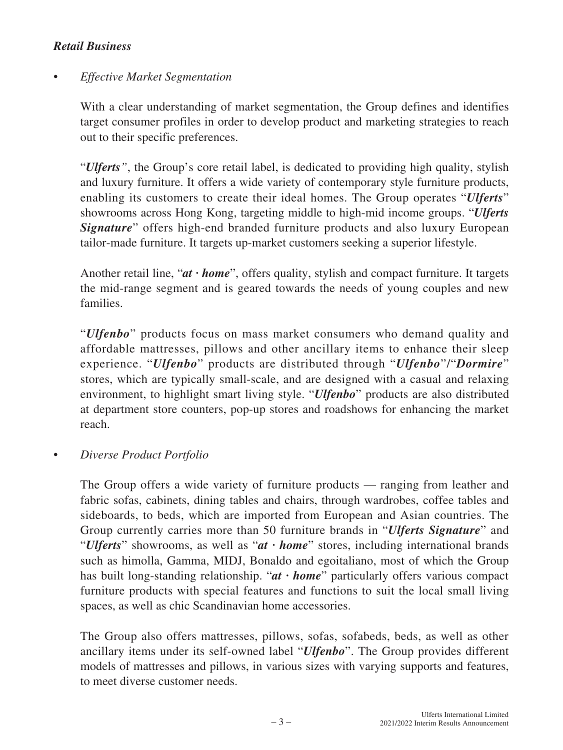***Retail Business***

- *Effective Market Segmentation*

  With a clear understanding of market segmentation, the Group defines and identifies target consumer profiles in order to develop product and marketing strategies to reach out to their specific preferences.

  "***Ulferts***", the Group's core retail label, is dedicated to providing high quality, stylish and luxury furniture. It offers a wide variety of contemporary style furniture products, enabling its customers to create their ideal homes. The Group operates "***Ulferts***" showrooms across Hong Kong, targeting middle to high-mid income groups. "***Ulferts Signature***" offers high-end branded furniture products and also luxury European tailor-made furniture. It targets up-market customers seeking a superior lifestyle.

  Another retail line, "***at · home***", offers quality, stylish and compact furniture. It targets the mid-range segment and is geared towards the needs of young couples and new families.

  "***Ulfenbo***" products focus on mass market consumers who demand quality and affordable mattresses, pillows and other ancillary items to enhance their sleep experience. "***Ulfenbo***" products are distributed through "***Ulfenbo***"/"***Dormire***" stores, which are typically small-scale, and are designed with a casual and relaxing environment, to highlight smart living style. "***Ulfenbo***" products are also distributed at department store counters, pop-up stores and roadshows for enhancing the market reach.

- *Diverse Product Portfolio*

  The Group offers a wide variety of furniture products — ranging from leather and fabric sofas, cabinets, dining tables and chairs, through wardrobes, coffee tables and sideboards, to beds, which are imported from European and Asian countries. The Group currently carries more than 50 furniture brands in "***Ulferts Signature***" and "***Ulferts***" showrooms, as well as "***at · home***" stores, including international brands such as himolla, Gamma, MIDJ, Bonaldo and egoitaliano, most of which the Group has built long-standing relationship. "***at · home***" particularly offers various compact furniture products with special features and functions to suit the local small living spaces, as well as chic Scandinavian home accessories.

  The Group also offers mattresses, pillows, sofas, sofabeds, beds, as well as other ancillary items under its self-owned label "***Ulfenbo***". The Group provides different models of mattresses and pillows, in various sizes with varying supports and features, to meet diverse customer needs.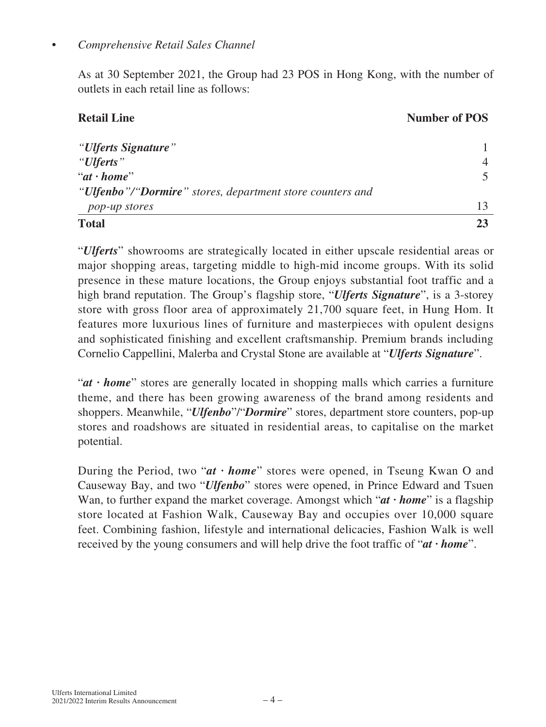- *Comprehensive Retail Sales Channel*

As at 30 September 2021, the Group had 23 POS in Hong Kong, with the number of outlets in each retail line as follows:

| Retail Line | Number of POS |
|---|---|
| ***"Ulferts Signature"*** | 1 |
| ***"Ulferts"*** | 4 |
| "***at · home***" | 5 |
| *"**Ulfenbo**"/"**Dormire**" stores, department store counters and pop-up stores* | 13 |
| **Total** | **23** |

"***Ulferts***" showrooms are strategically located in either upscale residential areas or major shopping areas, targeting middle to high-mid income groups. With its solid presence in these mature locations, the Group enjoys substantial foot traffic and a high brand reputation. The Group's flagship store, "***Ulferts Signature***", is a 3-storey store with gross floor area of approximately 21,700 square feet, in Hung Hom. It features more luxurious lines of furniture and masterpieces with opulent designs and sophisticated finishing and excellent craftsmanship. Premium brands including Cornelio Cappellini, Malerba and Crystal Stone are available at "***Ulferts Signature***".

"***at · home***" stores are generally located in shopping malls which carries a furniture theme, and there has been growing awareness of the brand among residents and shoppers. Meanwhile, "***Ulfenbo***"/"***Dormire***" stores, department store counters, pop-up stores and roadshows are situated in residential areas, to capitalise on the market potential.

During the Period, two "***at · home***" stores were opened, in Tseung Kwan O and Causeway Bay, and two "***Ulfenbo***" stores were opened, in Prince Edward and Tsuen Wan, to further expand the market coverage. Amongst which "***at · home***" is a flagship store located at Fashion Walk, Causeway Bay and occupies over 10,000 square feet. Combining fashion, lifestyle and international delicacies, Fashion Walk is well received by the young consumers and will help drive the foot traffic of "***at · home***".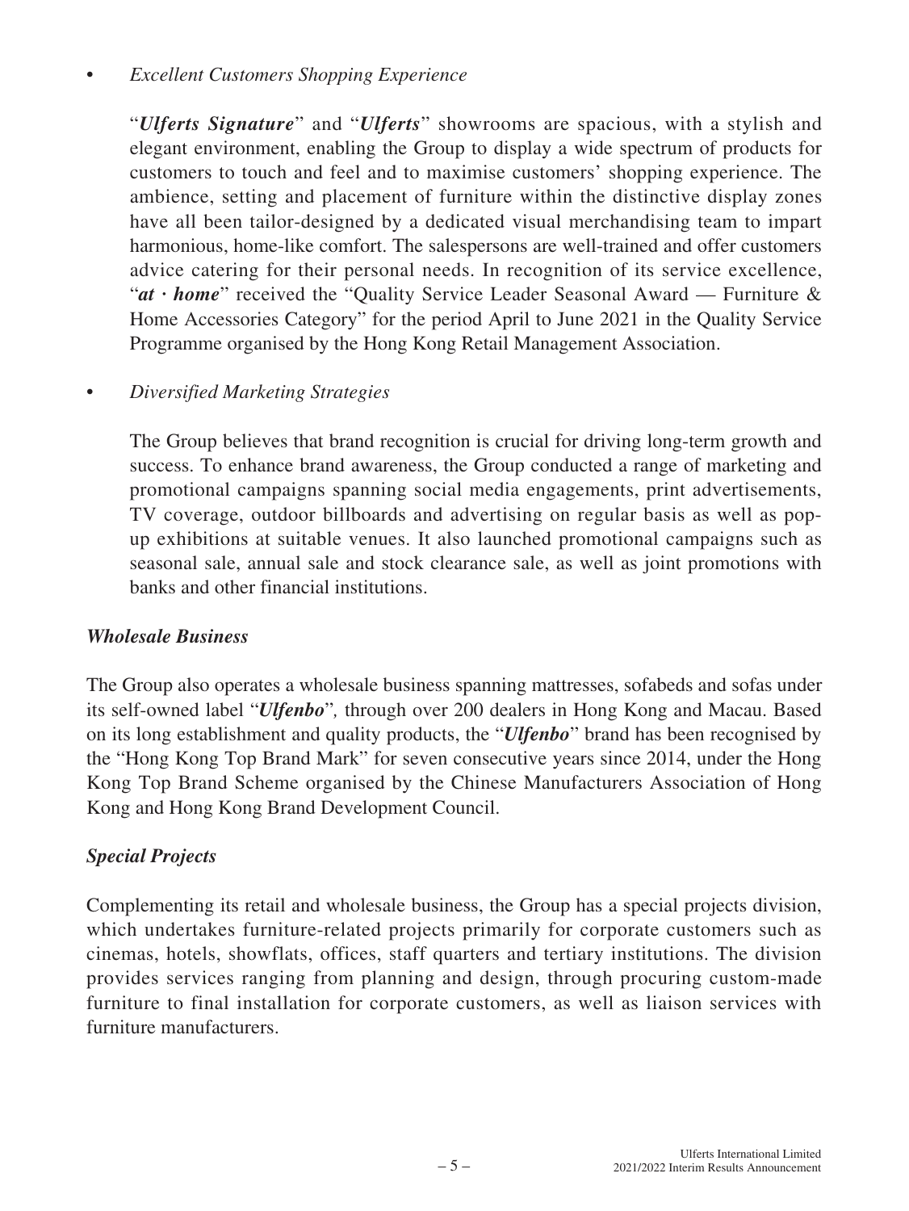- *Excellent Customers Shopping Experience*

  "***Ulferts Signature***" and "***Ulferts***" showrooms are spacious, with a stylish and elegant environment, enabling the Group to display a wide spectrum of products for customers to touch and feel and to maximise customers' shopping experience. The ambience, setting and placement of furniture within the distinctive display zones have all been tailor-designed by a dedicated visual merchandising team to impart harmonious, home-like comfort. The salespersons are well-trained and offer customers advice catering for their personal needs. In recognition of its service excellence, "***at · home***" received the "Quality Service Leader Seasonal Award — Furniture & Home Accessories Category" for the period April to June 2021 in the Quality Service Programme organised by the Hong Kong Retail Management Association.

- *Diversified Marketing Strategies*

  The Group believes that brand recognition is crucial for driving long-term growth and success. To enhance brand awareness, the Group conducted a range of marketing and promotional campaigns spanning social media engagements, print advertisements, TV coverage, outdoor billboards and advertising on regular basis as well as pop-up exhibitions at suitable venues. It also launched promotional campaigns such as seasonal sale, annual sale and stock clearance sale, as well as joint promotions with banks and other financial institutions.

### *Wholesale Business*

The Group also operates a wholesale business spanning mattresses, sofabeds and sofas under its self-owned label "***Ulfenbo***", through over 200 dealers in Hong Kong and Macau. Based on its long establishment and quality products, the "***Ulfenbo***" brand has been recognised by the "Hong Kong Top Brand Mark" for seven consecutive years since 2014, under the Hong Kong Top Brand Scheme organised by the Chinese Manufacturers Association of Hong Kong and Hong Kong Brand Development Council.

### *Special Projects*

Complementing its retail and wholesale business, the Group has a special projects division, which undertakes furniture-related projects primarily for corporate customers such as cinemas, hotels, showflats, offices, staff quarters and tertiary institutions. The division provides services ranging from planning and design, through procuring custom-made furniture to final installation for corporate customers, as well as liaison services with furniture manufacturers.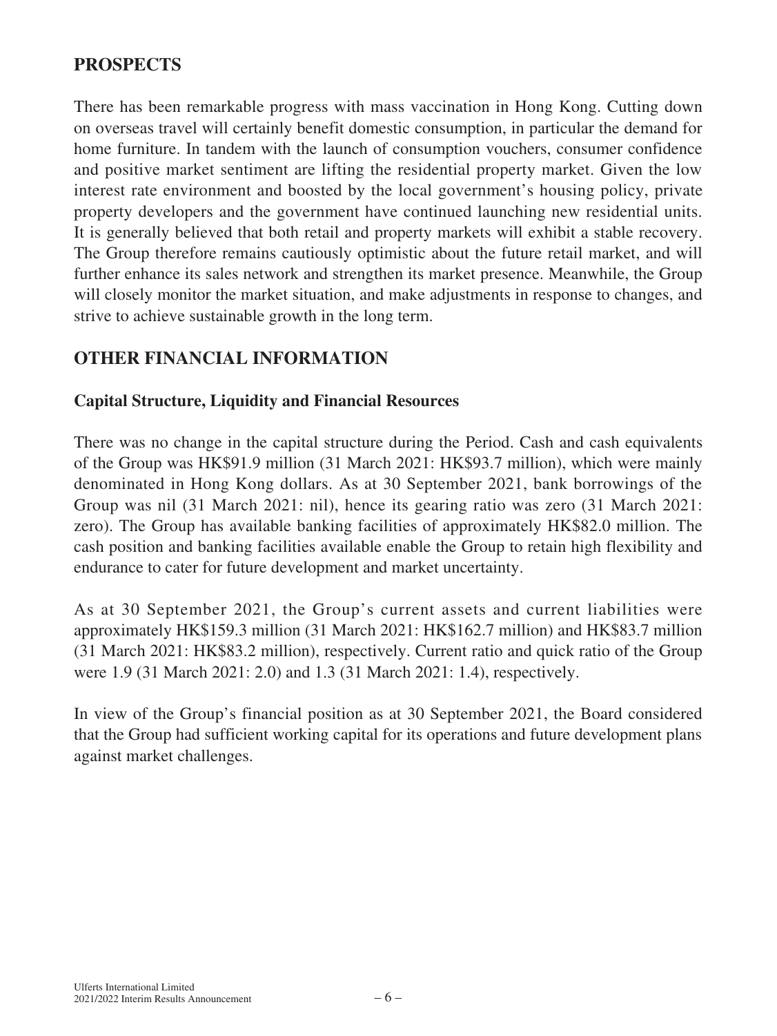## PROSPECTS

There has been remarkable progress with mass vaccination in Hong Kong. Cutting down on overseas travel will certainly benefit domestic consumption, in particular the demand for home furniture. In tandem with the launch of consumption vouchers, consumer confidence and positive market sentiment are lifting the residential property market. Given the low interest rate environment and boosted by the local government's housing policy, private property developers and the government have continued launching new residential units. It is generally believed that both retail and property markets will exhibit a stable recovery. The Group therefore remains cautiously optimistic about the future retail market, and will further enhance its sales network and strengthen its market presence. Meanwhile, the Group will closely monitor the market situation, and make adjustments in response to changes, and strive to achieve sustainable growth in the long term.

## OTHER FINANCIAL INFORMATION

### Capital Structure, Liquidity and Financial Resources

There was no change in the capital structure during the Period. Cash and cash equivalents of the Group was HK$91.9 million (31 March 2021: HK$93.7 million), which were mainly denominated in Hong Kong dollars. As at 30 September 2021, bank borrowings of the Group was nil (31 March 2021: nil), hence its gearing ratio was zero (31 March 2021: zero). The Group has available banking facilities of approximately HK$82.0 million. The cash position and banking facilities available enable the Group to retain high flexibility and endurance to cater for future development and market uncertainty.

As at 30 September 2021, the Group's current assets and current liabilities were approximately HK$159.3 million (31 March 2021: HK$162.7 million) and HK$83.7 million (31 March 2021: HK$83.2 million), respectively. Current ratio and quick ratio of the Group were 1.9 (31 March 2021: 2.0) and 1.3 (31 March 2021: 1.4), respectively.

In view of the Group's financial position as at 30 September 2021, the Board considered that the Group had sufficient working capital for its operations and future development plans against market challenges.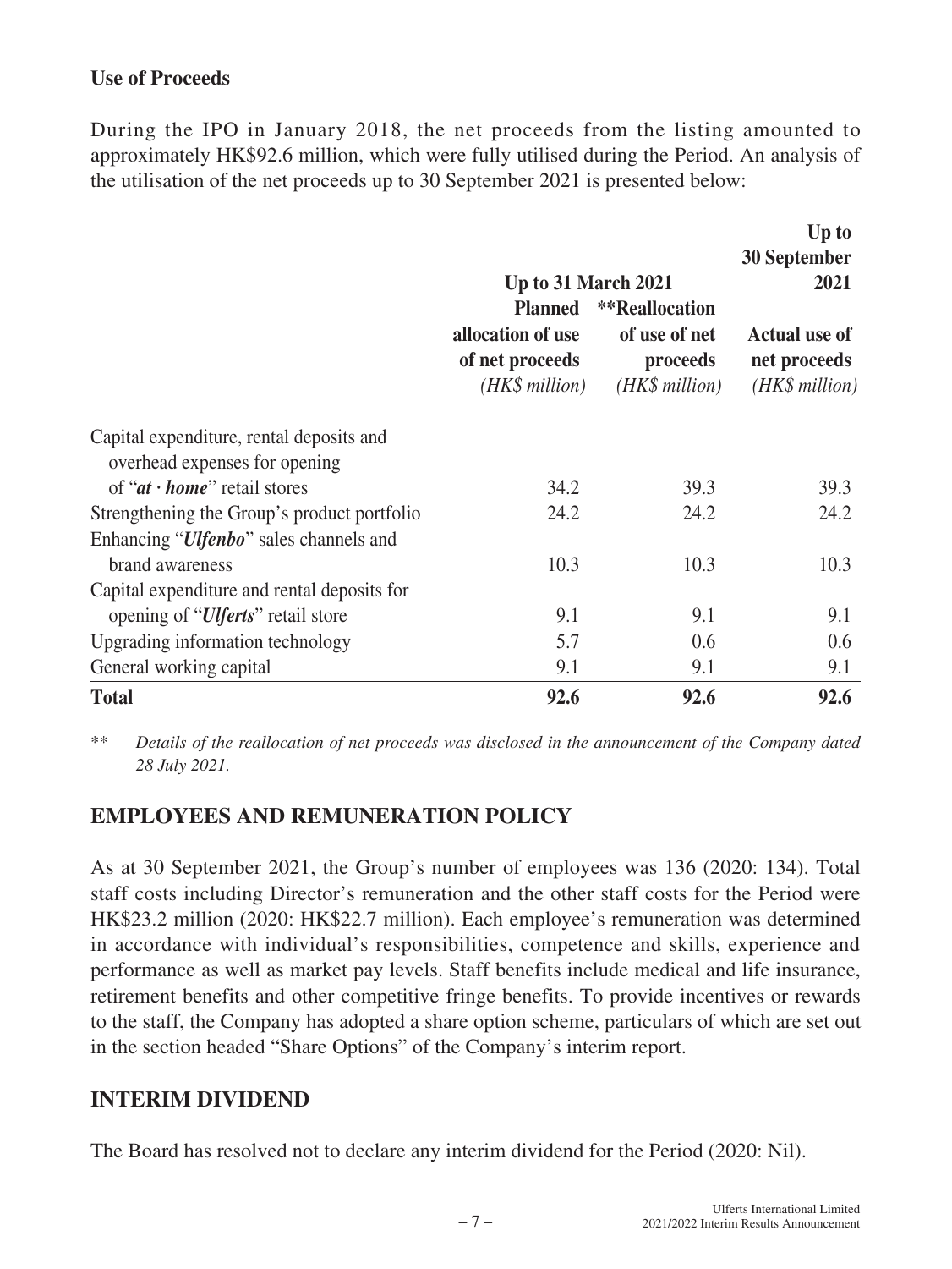**Use of Proceeds**

During the IPO in January 2018, the net proceeds from the listing amounted to approximately HK$92.6 million, which were fully utilised during the Period. An analysis of the utilisation of the net proceeds up to 30 September 2021 is presented below:

| | Up to 31 March 2021 | | Up to 30 September 2021 |
|---|---|---|---|
| | Planned allocation of use of net proceeds *(HK$ million)* | **Reallocation of use of net proceeds *(HK$ million)* | Actual use of net proceeds *(HK$ million)* |
| Capital expenditure, rental deposits and overhead expenses for opening of "***at · home***" retail stores | 34.2 | 39.3 | 39.3 |
| Strengthening the Group's product portfolio | 24.2 | 24.2 | 24.2 |
| Enhancing "***Ulfenbo***" sales channels and brand awareness | 10.3 | 10.3 | 10.3 |
| Capital expenditure and rental deposits for opening of "***Ulferts***" retail store | 9.1 | 9.1 | 9.1 |
| Upgrading information technology | 5.7 | 0.6 | 0.6 |
| General working capital | 9.1 | 9.1 | 9.1 |
| **Total** | **92.6** | **92.6** | **92.6** |

** *Details of the reallocation of net proceeds was disclosed in the announcement of the Company dated 28 July 2021.*

## EMPLOYEES AND REMUNERATION POLICY

As at 30 September 2021, the Group's number of employees was 136 (2020: 134). Total staff costs including Director's remuneration and the other staff costs for the Period were HK$23.2 million (2020: HK$22.7 million). Each employee's remuneration was determined in accordance with individual's responsibilities, competence and skills, experience and performance as well as market pay levels. Staff benefits include medical and life insurance, retirement benefits and other competitive fringe benefits. To provide incentives or rewards to the staff, the Company has adopted a share option scheme, particulars of which are set out in the section headed "Share Options" of the Company's interim report.

## INTERIM DIVIDEND

The Board has resolved not to declare any interim dividend for the Period (2020: Nil).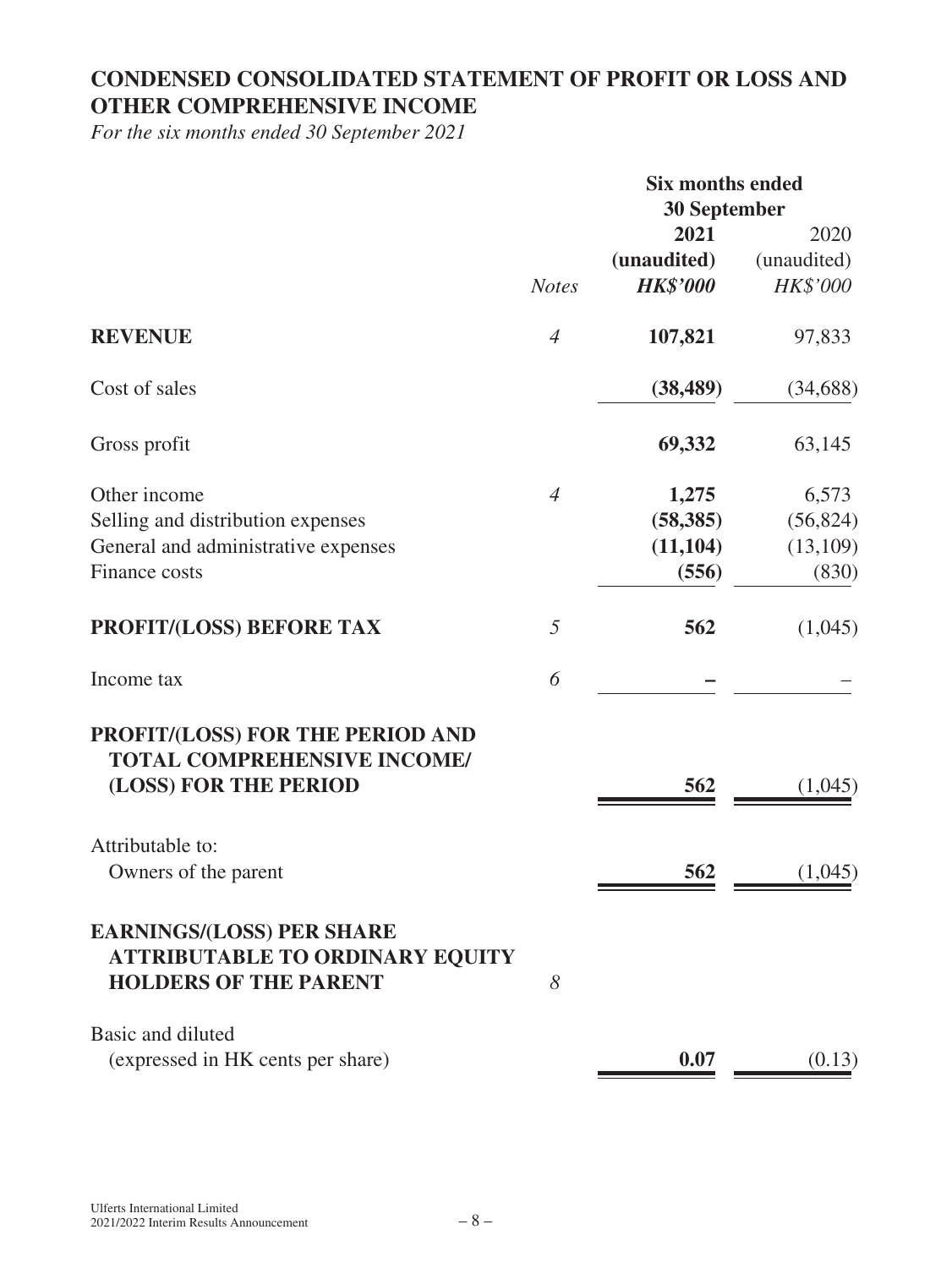# CONDENSED CONSOLIDATED STATEMENT OF PROFIT OR LOSS AND OTHER COMPREHENSIVE INCOME

*For the six months ended 30 September 2021*

| | | Six months ended 30 September | |
|---|---|---|---|
| | | **2021** | 2020 |
| | | **(unaudited)** | (unaudited) |
| | *Notes* | ***HK$'000*** | *HK$'000* |
| **REVENUE** | *4* | **107,821** | 97,833 |
| Cost of sales | | **(38,489)** | (34,688) |
| Gross profit | | **69,332** | 63,145 |
| Other income | *4* | **1,275** | 6,573 |
| Selling and distribution expenses | | **(58,385)** | (56,824) |
| General and administrative expenses | | **(11,104)** | (13,109) |
| Finance costs | | **(556)** | (830) |
| **PROFIT/(LOSS) BEFORE TAX** | *5* | **562** | (1,045) |
| Income tax | *6* | **–** | – |
| **PROFIT/(LOSS) FOR THE PERIOD AND TOTAL COMPREHENSIVE INCOME/(LOSS) FOR THE PERIOD** | | **562** | (1,045) |
| Attributable to: | | | |
| Owners of the parent | | **562** | (1,045) |
| **EARNINGS/(LOSS) PER SHARE ATTRIBUTABLE TO ORDINARY EQUITY HOLDERS OF THE PARENT** | *8* | | |
| Basic and diluted (expressed in HK cents per share) | | **0.07** | (0.13) |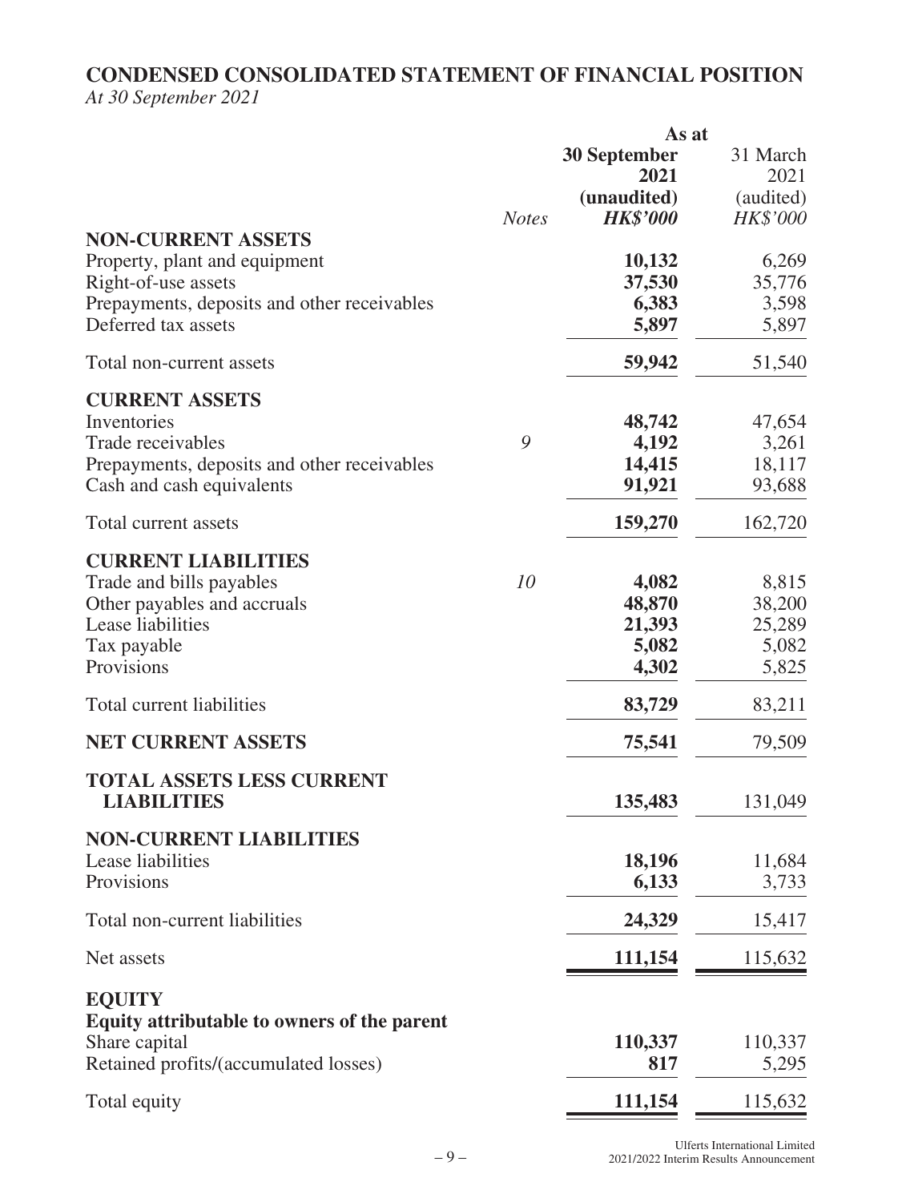# CONDENSED CONSOLIDATED STATEMENT OF FINANCIAL POSITION

*At 30 September 2021*

| | | As at | |
|---|---|---|---|
| | | **30 September 2021** | 31 March 2021 |
| | | **(unaudited)** | (audited) |
| | *Notes* | ***HK$'000*** | *HK$'000* |
| **NON-CURRENT ASSETS** | | | |
| Property, plant and equipment | | **10,132** | 6,269 |
| Right-of-use assets | | **37,530** | 35,776 |
| Prepayments, deposits and other receivables | | **6,383** | 3,598 |
| Deferred tax assets | | **5,897** | 5,897 |
| Total non-current assets | | **59,942** | 51,540 |
| **CURRENT ASSETS** | | | |
| Inventories | | **48,742** | 47,654 |
| Trade receivables | *9* | **4,192** | 3,261 |
| Prepayments, deposits and other receivables | | **14,415** | 18,117 |
| Cash and cash equivalents | | **91,921** | 93,688 |
| Total current assets | | **159,270** | 162,720 |
| **CURRENT LIABILITIES** | | | |
| Trade and bills payables | *10* | **4,082** | 8,815 |
| Other payables and accruals | | **48,870** | 38,200 |
| Lease liabilities | | **21,393** | 25,289 |
| Tax payable | | **5,082** | 5,082 |
| Provisions | | **4,302** | 5,825 |
| Total current liabilities | | **83,729** | 83,211 |
| **NET CURRENT ASSETS** | | **75,541** | 79,509 |
| **TOTAL ASSETS LESS CURRENT LIABILITIES** | | **135,483** | 131,049 |
| **NON-CURRENT LIABILITIES** | | | |
| Lease liabilities | | **18,196** | 11,684 |
| Provisions | | **6,133** | 3,733 |
| Total non-current liabilities | | **24,329** | 15,417 |
| Net assets | | **111,154** | 115,632 |
| **EQUITY** | | | |
| **Equity attributable to owners of the parent** | | | |
| Share capital | | **110,337** | 110,337 |
| Retained profits/(accumulated losses) | | **817** | 5,295 |
| Total equity | | **111,154** | 115,632 |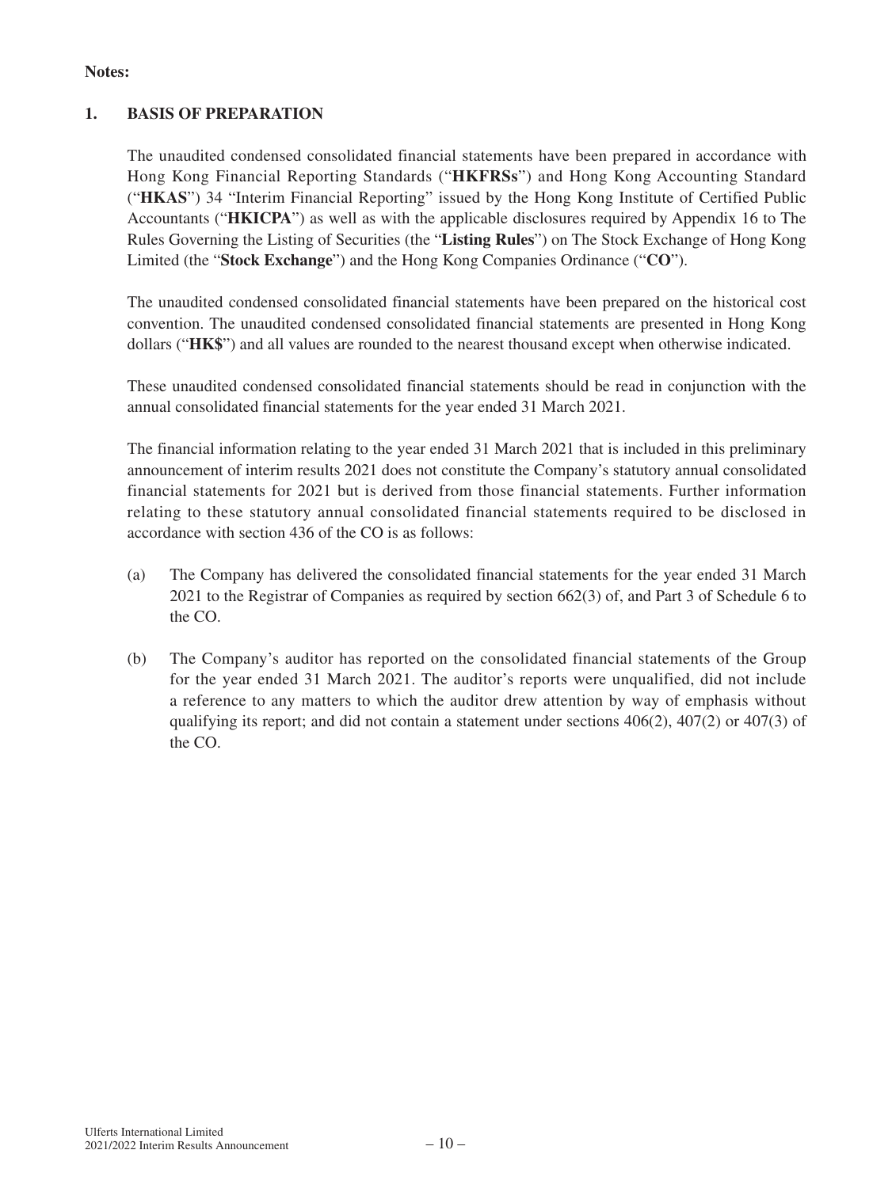**Notes:**

## 1. BASIS OF PREPARATION

The unaudited condensed consolidated financial statements have been prepared in accordance with Hong Kong Financial Reporting Standards ("**HKFRSs**") and Hong Kong Accounting Standard ("**HKAS**") 34 "Interim Financial Reporting" issued by the Hong Kong Institute of Certified Public Accountants ("**HKICPA**") as well as with the applicable disclosures required by Appendix 16 to The Rules Governing the Listing of Securities (the "**Listing Rules**") on The Stock Exchange of Hong Kong Limited (the "**Stock Exchange**") and the Hong Kong Companies Ordinance ("**CO**").

The unaudited condensed consolidated financial statements have been prepared on the historical cost convention. The unaudited condensed consolidated financial statements are presented in Hong Kong dollars ("**HK$**") and all values are rounded to the nearest thousand except when otherwise indicated.

These unaudited condensed consolidated financial statements should be read in conjunction with the annual consolidated financial statements for the year ended 31 March 2021.

The financial information relating to the year ended 31 March 2021 that is included in this preliminary announcement of interim results 2021 does not constitute the Company's statutory annual consolidated financial statements for 2021 but is derived from those financial statements. Further information relating to these statutory annual consolidated financial statements required to be disclosed in accordance with section 436 of the CO is as follows:

(a) The Company has delivered the consolidated financial statements for the year ended 31 March 2021 to the Registrar of Companies as required by section 662(3) of, and Part 3 of Schedule 6 to the CO.

(b) The Company's auditor has reported on the consolidated financial statements of the Group for the year ended 31 March 2021. The auditor's reports were unqualified, did not include a reference to any matters to which the auditor drew attention by way of emphasis without qualifying its report; and did not contain a statement under sections 406(2), 407(2) or 407(3) of the CO.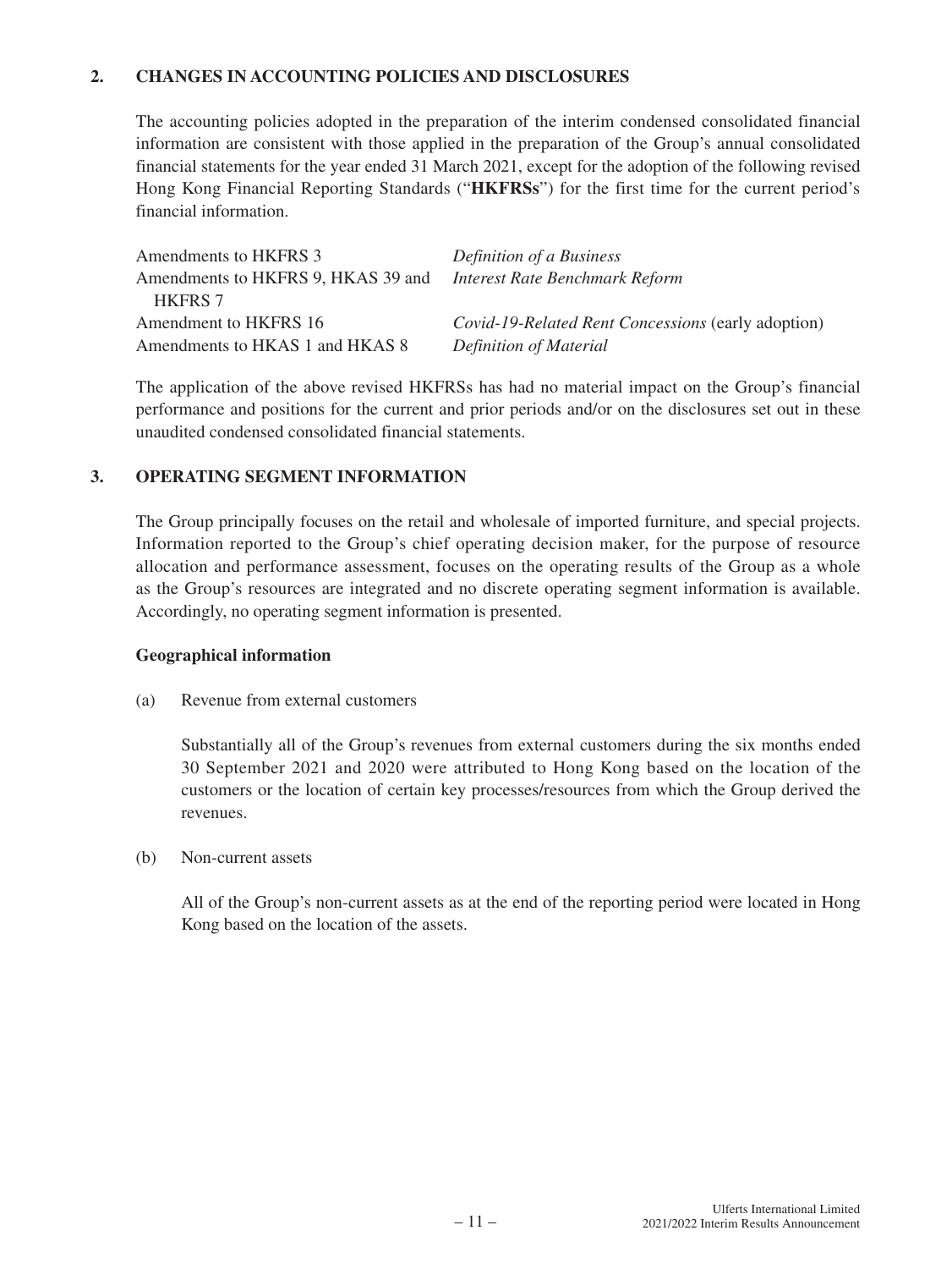## 2. CHANGES IN ACCOUNTING POLICIES AND DISCLOSURES

The accounting policies adopted in the preparation of the interim condensed consolidated financial information are consistent with those applied in the preparation of the Group's annual consolidated financial statements for the year ended 31 March 2021, except for the adoption of the following revised Hong Kong Financial Reporting Standards ("**HKFRSs**") for the first time for the current period's financial information.

| | |
|---|---|
| Amendments to HKFRS 3 | *Definition of a Business* |
| Amendments to HKFRS 9, HKAS 39 and HKFRS 7 | *Interest Rate Benchmark Reform* |
| Amendment to HKFRS 16 | *Covid-19-Related Rent Concessions* (early adoption) |
| Amendments to HKAS 1 and HKAS 8 | *Definition of Material* |

The application of the above revised HKFRSs has had no material impact on the Group's financial performance and positions for the current and prior periods and/or on the disclosures set out in these unaudited condensed consolidated financial statements.

## 3. OPERATING SEGMENT INFORMATION

The Group principally focuses on the retail and wholesale of imported furniture, and special projects. Information reported to the Group's chief operating decision maker, for the purpose of resource allocation and performance assessment, focuses on the operating results of the Group as a whole as the Group's resources are integrated and no discrete operating segment information is available. Accordingly, no operating segment information is presented.

### Geographical information

(a) Revenue from external customers

Substantially all of the Group's revenues from external customers during the six months ended 30 September 2021 and 2020 were attributed to Hong Kong based on the location of the customers or the location of certain key processes/resources from which the Group derived the revenues.

(b) Non-current assets

All of the Group's non-current assets as at the end of the reporting period were located in Hong Kong based on the location of the assets.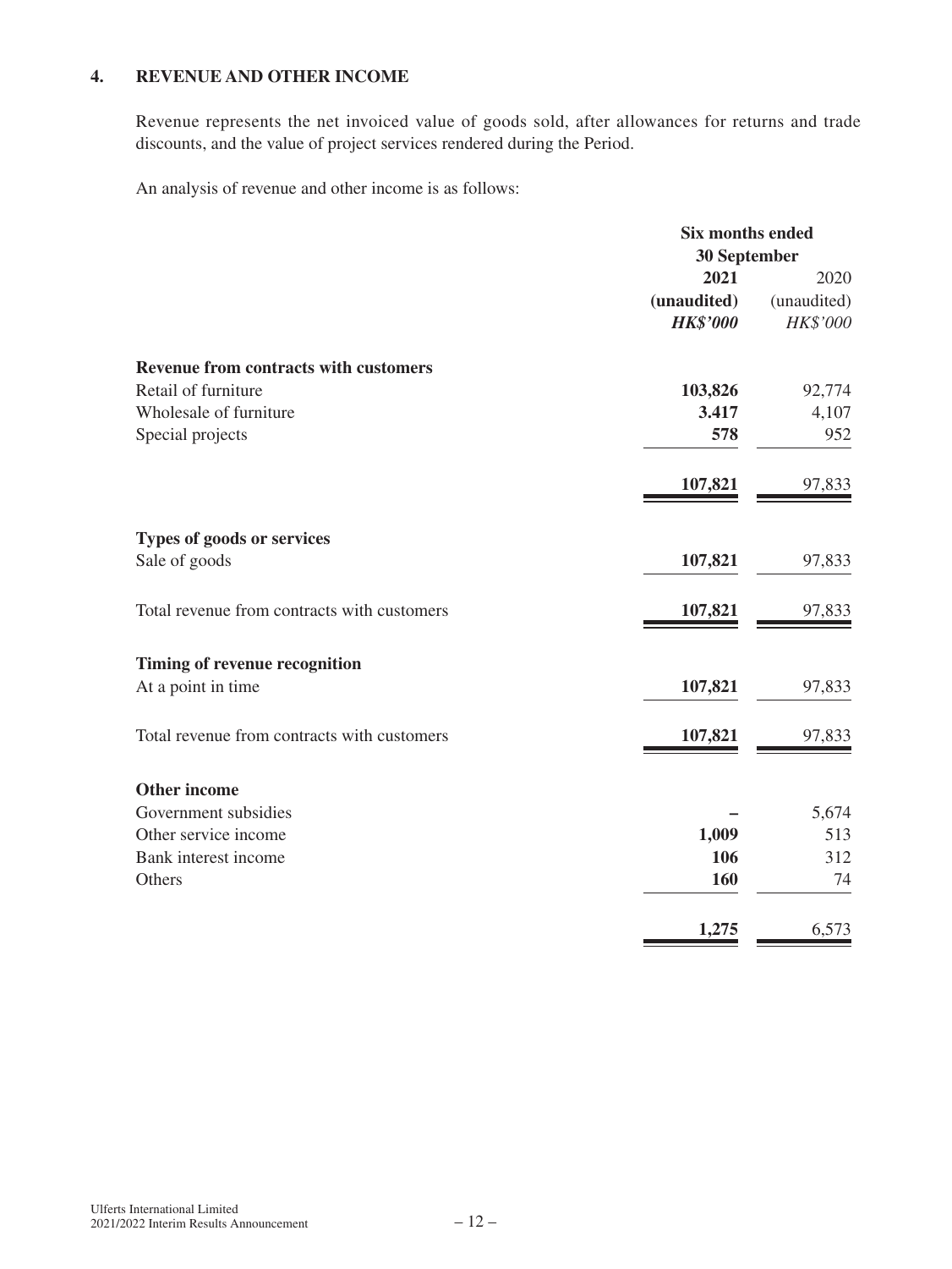## 4. REVENUE AND OTHER INCOME

Revenue represents the net invoiced value of goods sold, after allowances for returns and trade discounts, and the value of project services rendered during the Period.

An analysis of revenue and other income is as follows:

| | Six months ended 30 September | |
|---|---|---|
| | **2021** | 2020 |
| | **(unaudited)** | (unaudited) |
| | ***HK$'000*** | *HK$'000* |
| **Revenue from contracts with customers** | | |
| Retail of furniture | **103,826** | 92,774 |
| Wholesale of furniture | **3.417** | 4,107 |
| Special projects | **578** | 952 |
| | **107,821** | 97,833 |
| **Types of goods or services** | | |
| Sale of goods | **107,821** | 97,833 |
| Total revenue from contracts with customers | **107,821** | 97,833 |
| **Timing of revenue recognition** | | |
| At a point in time | **107,821** | 97,833 |
| Total revenue from contracts with customers | **107,821** | 97,833 |
| **Other income** | | |
| Government subsidies | **–** | 5,674 |
| Other service income | **1,009** | 513 |
| Bank interest income | **106** | 312 |
| Others | **160** | 74 |
| | **1,275** | 6,573 |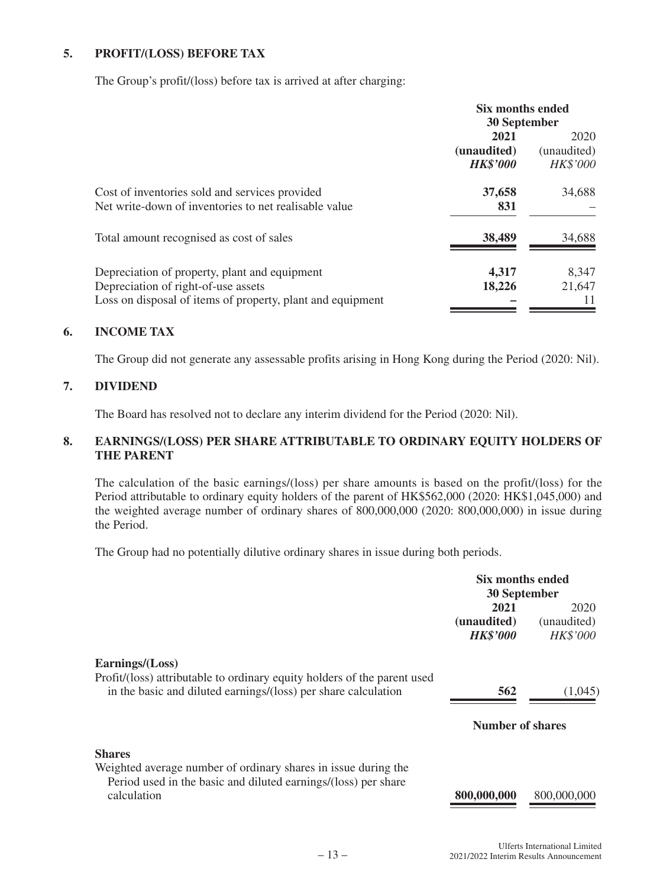## 5. PROFIT/(LOSS) BEFORE TAX

The Group's profit/(loss) before tax is arrived at after charging:

| | Six months ended 30 September | |
|---|---|---|
| | **2021** | 2020 |
| | **(unaudited)** | (unaudited) |
| | ***HK$'000*** | *HK$'000* |
| Cost of inventories sold and services provided | **37,658** | 34,688 |
| Net write-down of inventories to net realisable value | **831** | – |
| Total amount recognised as cost of sales | **38,489** | 34,688 |
| Depreciation of property, plant and equipment | **4,317** | 8,347 |
| Depreciation of right-of-use assets | **18,226** | 21,647 |
| Loss on disposal of items of property, plant and equipment | **–** | 11 |

## 6. INCOME TAX

The Group did not generate any assessable profits arising in Hong Kong during the Period (2020: Nil).

## 7. DIVIDEND

The Board has resolved not to declare any interim dividend for the Period (2020: Nil).

## 8. EARNINGS/(LOSS) PER SHARE ATTRIBUTABLE TO ORDINARY EQUITY HOLDERS OF THE PARENT

The calculation of the basic earnings/(loss) per share amounts is based on the profit/(loss) for the Period attributable to ordinary equity holders of the parent of HK$562,000 (2020: HK$1,045,000) and the weighted average number of ordinary shares of 800,000,000 (2020: 800,000,000) in issue during the Period.

The Group had no potentially dilutive ordinary shares in issue during both periods.

| | Six months ended 30 September | |
|---|---|---|
| | **2021** | 2020 |
| | **(unaudited)** | (unaudited) |
| | ***HK$'000*** | *HK$'000* |
| **Earnings/(Loss)** | | |
| Profit/(loss) attributable to ordinary equity holders of the parent used in the basic and diluted earnings/(loss) per share calculation | **562** | (1,045) |
| | **Number of shares** | |
| **Shares** | | |
| Weighted average number of ordinary shares in issue during the Period used in the basic and diluted earnings/(loss) per share calculation | **800,000,000** | 800,000,000 |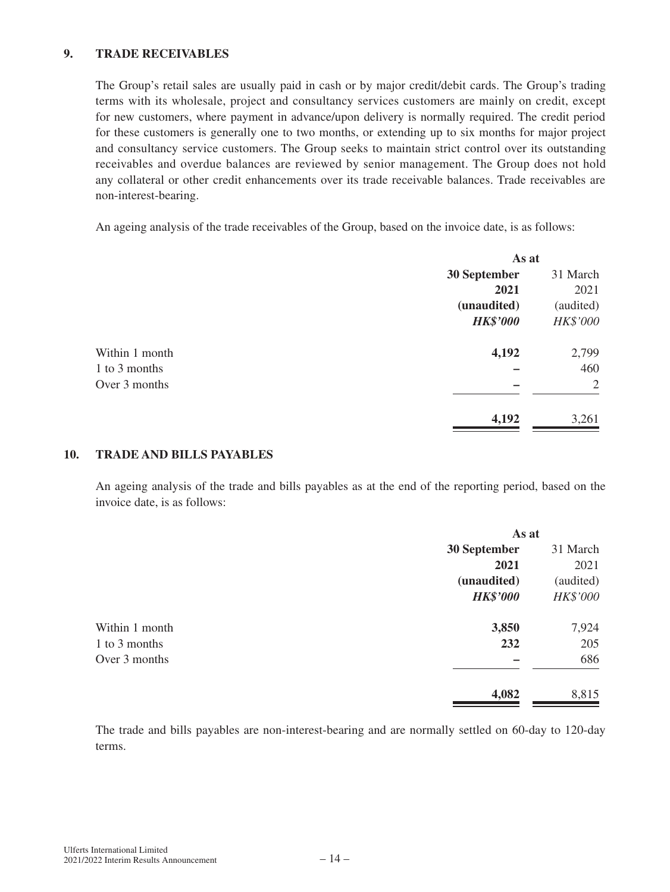## 9. TRADE RECEIVABLES

The Group's retail sales are usually paid in cash or by major credit/debit cards. The Group's trading terms with its wholesale, project and consultancy services customers are mainly on credit, except for new customers, where payment in advance/upon delivery is normally required. The credit period for these customers is generally one to two months, or extending up to six months for major project and consultancy service customers. The Group seeks to maintain strict control over its outstanding receivables and overdue balances are reviewed by senior management. The Group does not hold any collateral or other credit enhancements over its trade receivable balances. Trade receivables are non-interest-bearing.

An ageing analysis of the trade receivables of the Group, based on the invoice date, is as follows:

| | As at | |
|---|---|---|
| | **30 September 2021** | 31 March 2021 |
| | **(unaudited)** | (audited) |
| | ***HK$'000*** | *HK$'000* |
| Within 1 month | **4,192** | 2,799 |
| 1 to 3 months | **–** | 460 |
| Over 3 months | **–** | 2 |
| | **4,192** | 3,261 |

## 10. TRADE AND BILLS PAYABLES

An ageing analysis of the trade and bills payables as at the end of the reporting period, based on the invoice date, is as follows:

| | As at | |
|---|---|---|
| | **30 September 2021** | 31 March 2021 |
| | **(unaudited)** | (audited) |
| | ***HK$'000*** | *HK$'000* |
| Within 1 month | **3,850** | 7,924 |
| 1 to 3 months | **232** | 205 |
| Over 3 months | **–** | 686 |
| | **4,082** | 8,815 |

The trade and bills payables are non-interest-bearing and are normally settled on 60-day to 120-day terms.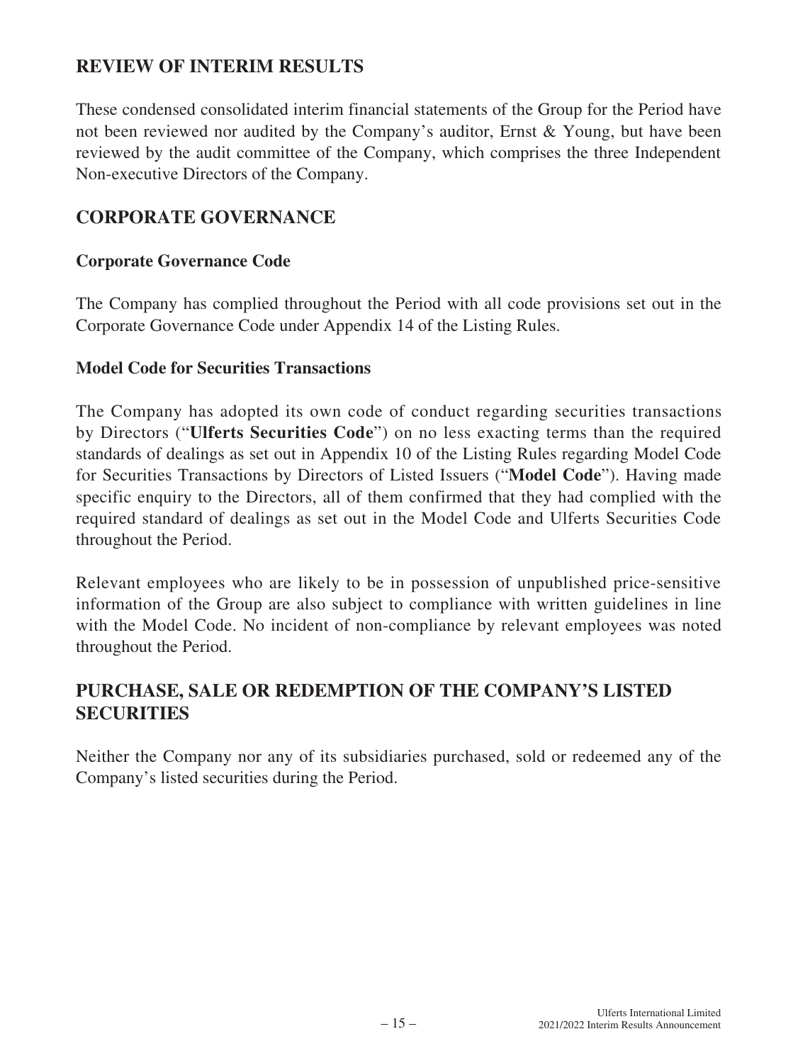## REVIEW OF INTERIM RESULTS

These condensed consolidated interim financial statements of the Group for the Period have not been reviewed nor audited by the Company's auditor, Ernst & Young, but have been reviewed by the audit committee of the Company, which comprises the three Independent Non-executive Directors of the Company.

## CORPORATE GOVERNANCE

### Corporate Governance Code

The Company has complied throughout the Period with all code provisions set out in the Corporate Governance Code under Appendix 14 of the Listing Rules.

### Model Code for Securities Transactions

The Company has adopted its own code of conduct regarding securities transactions by Directors ("**Ulferts Securities Code**") on no less exacting terms than the required standards of dealings as set out in Appendix 10 of the Listing Rules regarding Model Code for Securities Transactions by Directors of Listed Issuers ("**Model Code**"). Having made specific enquiry to the Directors, all of them confirmed that they had complied with the required standard of dealings as set out in the Model Code and Ulferts Securities Code throughout the Period.

Relevant employees who are likely to be in possession of unpublished price-sensitive information of the Group are also subject to compliance with written guidelines in line with the Model Code. No incident of non-compliance by relevant employees was noted throughout the Period.

## PURCHASE, SALE OR REDEMPTION OF THE COMPANY'S LISTED SECURITIES

Neither the Company nor any of its subsidiaries purchased, sold or redeemed any of the Company's listed securities during the Period.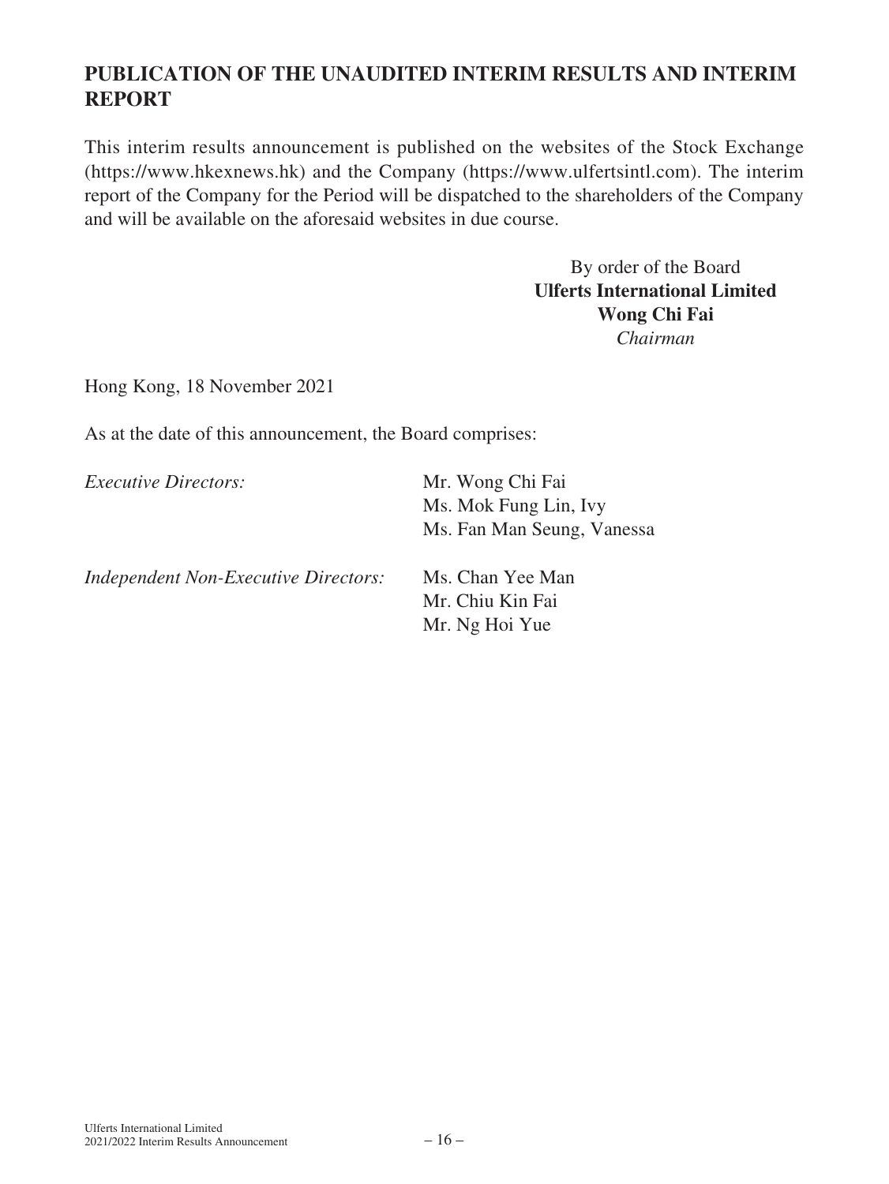## PUBLICATION OF THE UNAUDITED INTERIM RESULTS AND INTERIM REPORT

This interim results announcement is published on the websites of the Stock Exchange (https://www.hkexnews.hk) and the Company (https://www.ulfertsintl.com). The interim report of the Company for the Period will be dispatched to the shareholders of the Company and will be available on the aforesaid websites in due course.

By order of the Board
**Ulferts International Limited**
**Wong Chi Fai**
*Chairman*

Hong Kong, 18 November 2021

As at the date of this announcement, the Board comprises:

| | |
|---|---|
| *Executive Directors:* | Mr. Wong Chi Fai |
| | Ms. Mok Fung Lin, Ivy |
| | Ms. Fan Man Seung, Vanessa |
| *Independent Non-Executive Directors:* | Ms. Chan Yee Man |
| | Mr. Chiu Kin Fai |
| | Mr. Ng Hoi Yue |